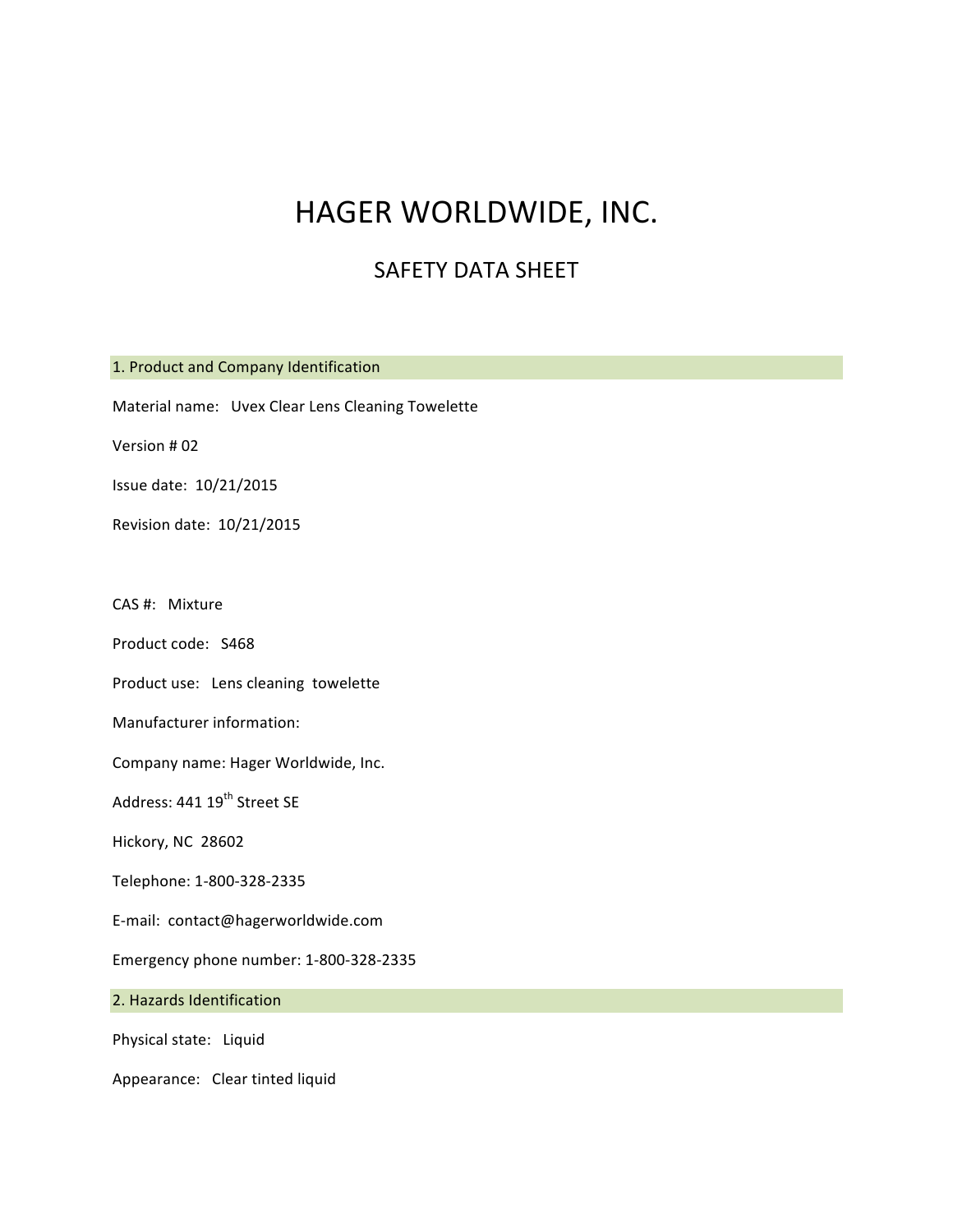# HAGER WORLDWIDE, INC.

## SAFETY DATA SHEET

### 1. Product and Company Identification

Material name: Uvex Clear Lens Cleaning Towelette

Version # 02

Issue date: 10/21/2015

Revision date: 10/21/2015

CAS #: Mixture

Product code: S468

Product use: Lens cleaning towelette

Manufacturer information:

Company name: Hager Worldwide, Inc.

Address: 441 19th Street SE

Hickory, NC 28602

Telephone: 1-800-328-2335

E-mail: contact@hagerworldwide.com

Emergency phone number: 1-800-328-2335

### 2. Hazards Identification

Physical state: Liquid

Appearance: Clear tinted liquid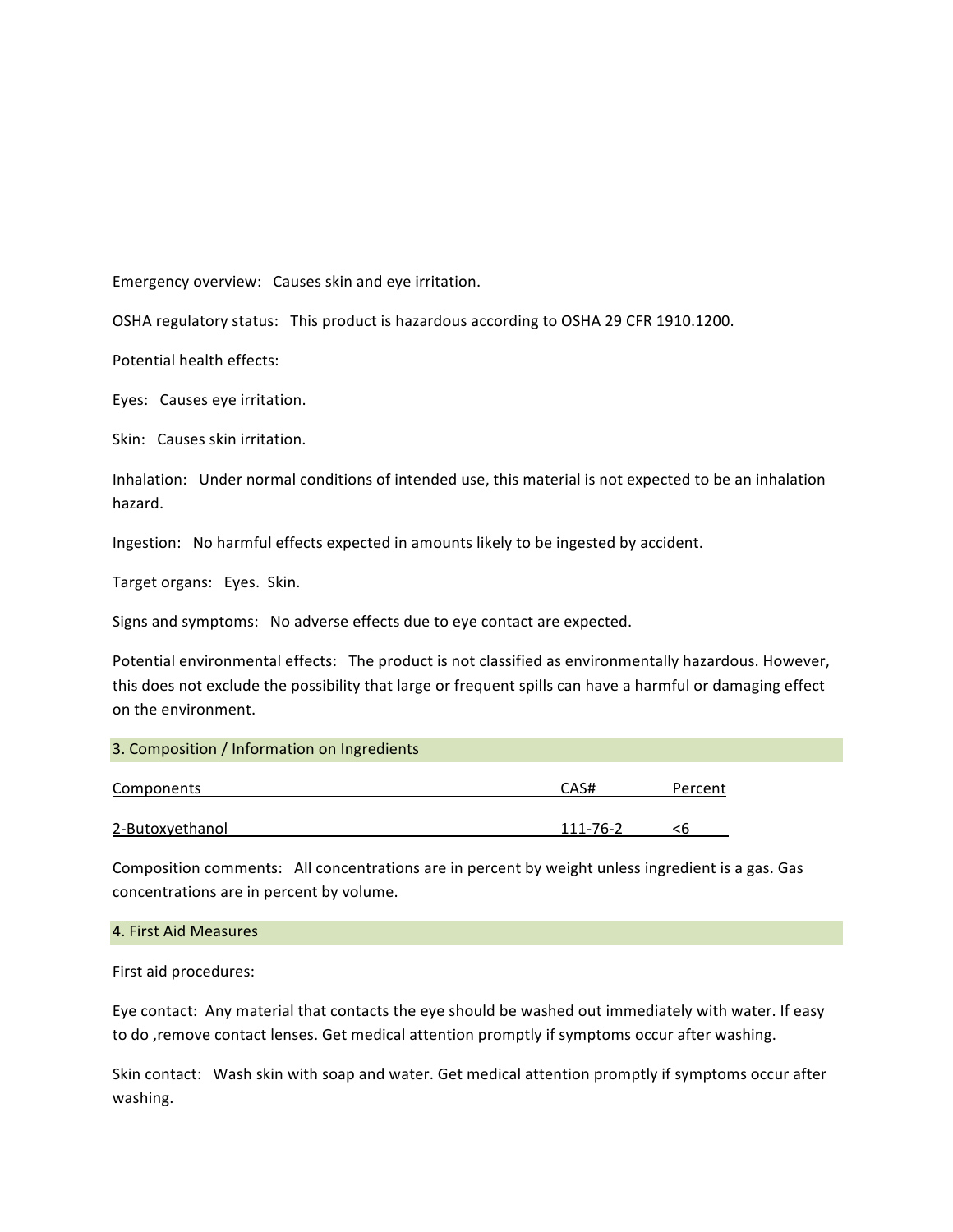Emergency overview: Causes skin and eye irritation.

OSHA regulatory status: This product is hazardous according to OSHA 29 CFR 1910.1200.

Potential health effects:

Eyes: Causes eye irritation.

Skin: Causes skin irritation.

Inhalation: Under normal conditions of intended use, this material is not expected to be an inhalation hazard.

Ingestion: No harmful effects expected in amounts likely to be ingested by accident.

Target organs: Eyes. Skin.

Signs and symptoms: No adverse effects due to eye contact are expected.

Potential environmental effects: The product is not classified as environmentally hazardous. However, this does not exclude the possibility that large or frequent spills can have a harmful or damaging effect on the environment.

## 3. Composition / Information on Ingredients

| Components | CAS# | Percent |
|---|---|---|
| 2-Butoxyethanol | 111-76-2 | <6 |

Composition comments: All concentrations are in percent by weight unless ingredient is a gas. Gas concentrations are in percent by volume.

## 4. First Aid Measures

First aid procedures:

Eye contact: Any material that contacts the eye should be washed out immediately with water. If easy to do ,remove contact lenses. Get medical attention promptly if symptoms occur after washing.

Skin contact: Wash skin with soap and water. Get medical attention promptly if symptoms occur after washing.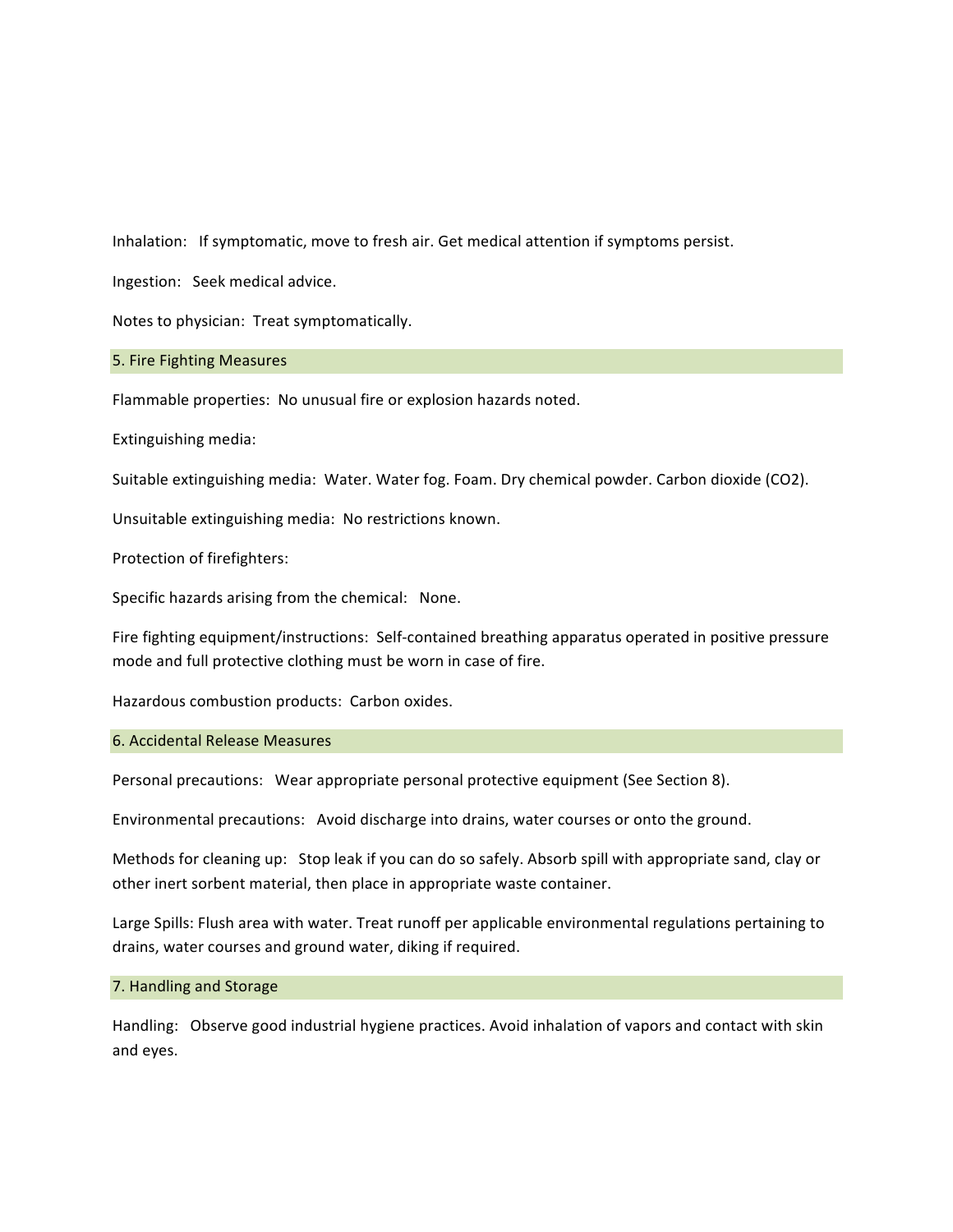Inhalation: If symptomatic, move to fresh air. Get medical attention if symptoms persist.

Ingestion: Seek medical advice.

Notes to physician: Treat symptomatically.

## 5. Fire Fighting Measures

Flammable properties: No unusual fire or explosion hazards noted.

Extinguishing media:

Suitable extinguishing media: Water. Water fog. Foam. Dry chemical powder. Carbon dioxide ($CO_2$).

Unsuitable extinguishing media: No restrictions known.

Protection of firefighters:

Specific hazards arising from the chemical: None.

Fire fighting equipment/instructions: Self-contained breathing apparatus operated in positive pressure mode and full protective clothing must be worn in case of fire.

Hazardous combustion products: Carbon oxides.

## 6. Accidental Release Measures

Personal precautions: Wear appropriate personal protective equipment (See Section 8).

Environmental precautions: Avoid discharge into drains, water courses or onto the ground.

Methods for cleaning up: Stop leak if you can do so safely. Absorb spill with appropriate sand, clay or other inert sorbent material, then place in appropriate waste container.

Large Spills: Flush area with water. Treat runoff per applicable environmental regulations pertaining to drains, water courses and ground water, diking if required.

## 7. Handling and Storage

Handling: Observe good industrial hygiene practices. Avoid inhalation of vapors and contact with skin and eyes.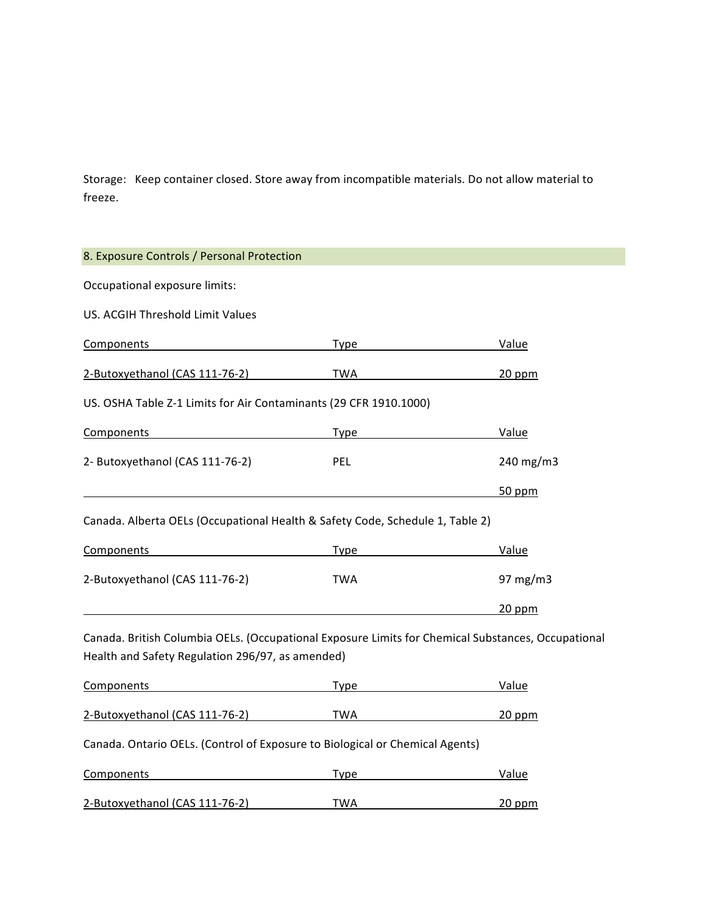Storage: Keep container closed. Store away from incompatible materials. Do not allow material to freeze.

## 8. Exposure Controls / Personal Protection

Occupational exposure limits:

US. ACGIH Threshold Limit Values

| Components | Type | Value |
| --- | --- | --- |
| 2-Butoxyethanol (CAS 111-76-2) | TWA | 20 ppm |

US. OSHA Table Z-1 Limits for Air Contaminants (29 CFR 1910.1000)

| Components | Type | Value |
| --- | --- | --- |
| 2- Butoxyethanol (CAS 111-76-2) | PEL | 240 mg/m3 |
| | | 50 ppm |

Canada. Alberta OELs (Occupational Health & Safety Code, Schedule 1, Table 2)

| Components | Type | Value |
| --- | --- | --- |
| 2-Butoxyethanol (CAS 111-76-2) | TWA | 97 mg/m3 |
| | | 20 ppm |

Canada. British Columbia OELs. (Occupational Exposure Limits for Chemical Substances, Occupational Health and Safety Regulation 296/97, as amended)

| Components | Type | Value |
| --- | --- | --- |
| 2-Butoxyethanol (CAS 111-76-2) | TWA | 20 ppm |

Canada. Ontario OELs. (Control of Exposure to Biological or Chemical Agents)

| Components | Type | Value |
| --- | --- | --- |
| 2-Butoxyethanol (CAS 111-76-2) | TWA | 20 ppm |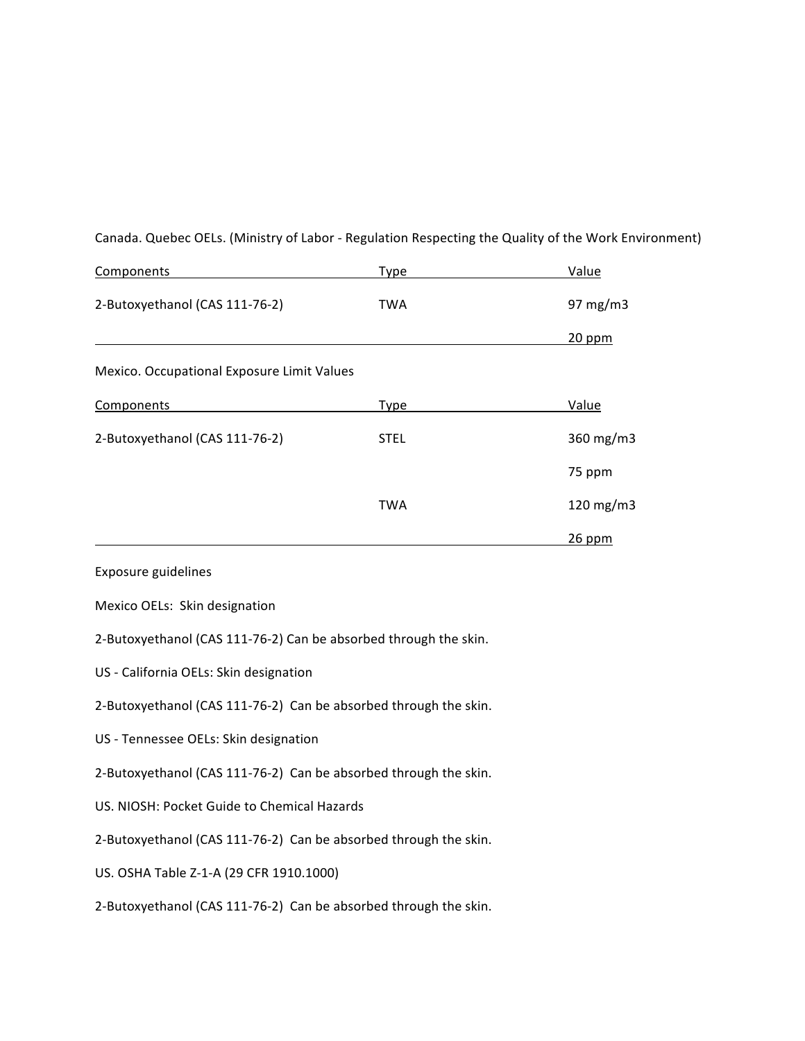Canada. Quebec OELs. (Ministry of Labor - Regulation Respecting the Quality of the Work Environment)

| Components | Type | Value |
| --- | --- | --- |
| 2-Butoxyethanol (CAS 111-76-2) | TWA | 97 mg/m3 |
| | | 20 ppm |

Mexico. Occupational Exposure Limit Values

| Components | Type | Value |
| --- | --- | --- |
| 2-Butoxyethanol (CAS 111-76-2) | STEL | 360 mg/m3 |
| | | 75 ppm |
| | TWA | 120 mg/m3 |
| | | 26 ppm |

Exposure guidelines

Mexico OELs: Skin designation

2-Butoxyethanol (CAS 111-76-2) Can be absorbed through the skin.

US - California OELs: Skin designation

2-Butoxyethanol (CAS 111-76-2) Can be absorbed through the skin.

US - Tennessee OELs: Skin designation

2-Butoxyethanol (CAS 111-76-2) Can be absorbed through the skin.

US. NIOSH: Pocket Guide to Chemical Hazards

2-Butoxyethanol (CAS 111-76-2) Can be absorbed through the skin.

US. OSHA Table Z-1-A (29 CFR 1910.1000)

2-Butoxyethanol (CAS 111-76-2) Can be absorbed through the skin.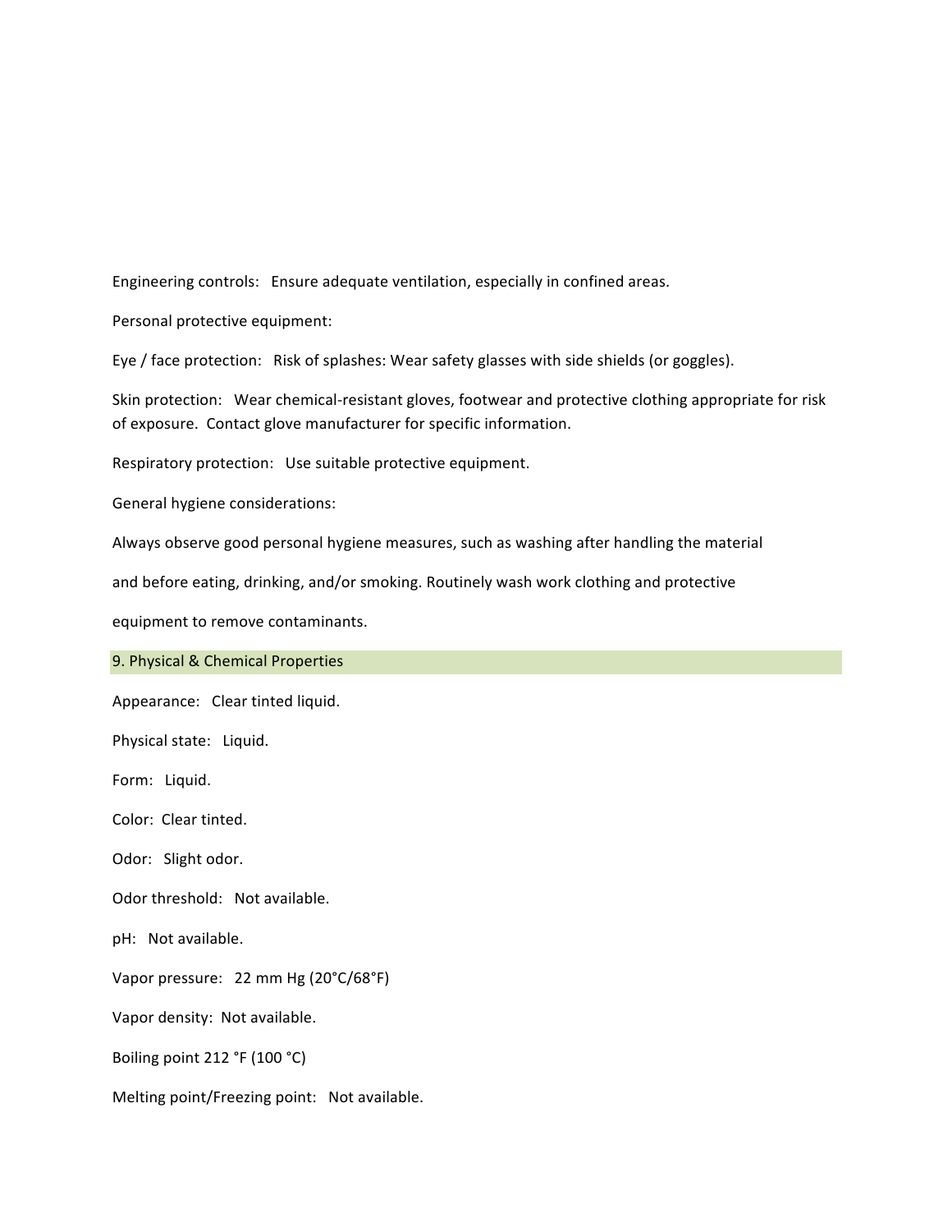Engineering controls: Ensure adequate ventilation, especially in confined areas.

Personal protective equipment:

Eye / face protection: Risk of splashes: Wear safety glasses with side shields (or goggles).

Skin protection: Wear chemical-resistant gloves, footwear and protective clothing appropriate for risk of exposure. Contact glove manufacturer for specific information.

Respiratory protection: Use suitable protective equipment.

General hygiene considerations:

Always observe good personal hygiene measures, such as washing after handling the material

and before eating, drinking, and/or smoking. Routinely wash work clothing and protective

equipment to remove contaminants.

## 9. Physical & Chemical Properties

Appearance: Clear tinted liquid.

Physical state: Liquid.

Form: Liquid.

Color: Clear tinted.

Odor: Slight odor.

Odor threshold: Not available.

pH: Not available.

Vapor pressure: 22 mm Hg (20°C/68°F)

Vapor density: Not available.

Boiling point 212 °F (100 °C)

Melting point/Freezing point: Not available.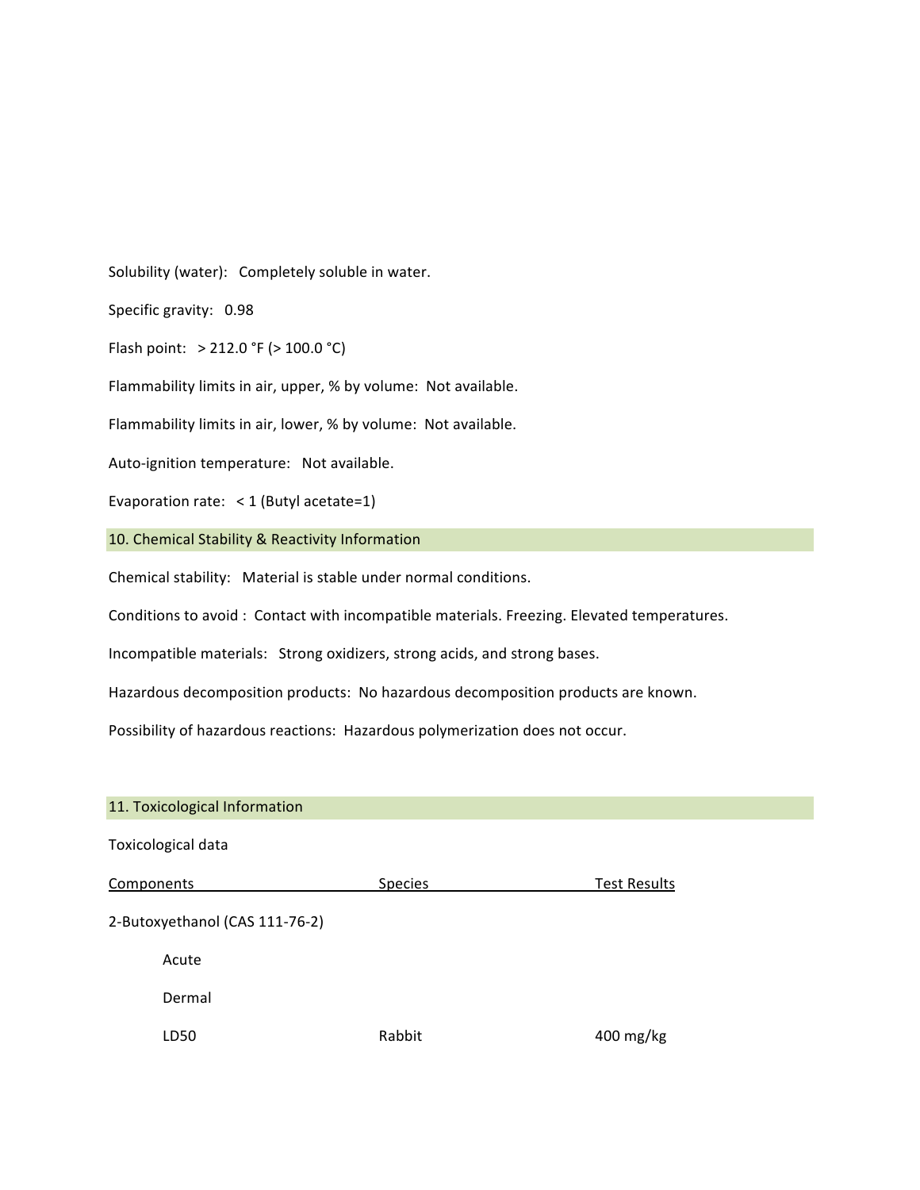Solubility (water): Completely soluble in water.

Specific gravity: 0.98

Flash point: > 212.0 °F (> 100.0 °C)

Flammability limits in air, upper, % by volume: Not available.

Flammability limits in air, lower, % by volume: Not available.

Auto-ignition temperature: Not available.

Evaporation rate: < 1 (Butyl acetate=1)

## 10. Chemical Stability & Reactivity Information

Chemical stability: Material is stable under normal conditions.

Conditions to avoid : Contact with incompatible materials. Freezing. Elevated temperatures.

Incompatible materials: Strong oxidizers, strong acids, and strong bases.

Hazardous decomposition products: No hazardous decomposition products are known.

Possibility of hazardous reactions: Hazardous polymerization does not occur.

## 11. Toxicological Information

Toxicological data

| Components | Species | Test Results |
|---|---|---|
| 2-Butoxyethanol (CAS 111-76-2) | | |
| Acute | | |
| Dermal | | |
| LD50 | Rabbit | 400 mg/kg |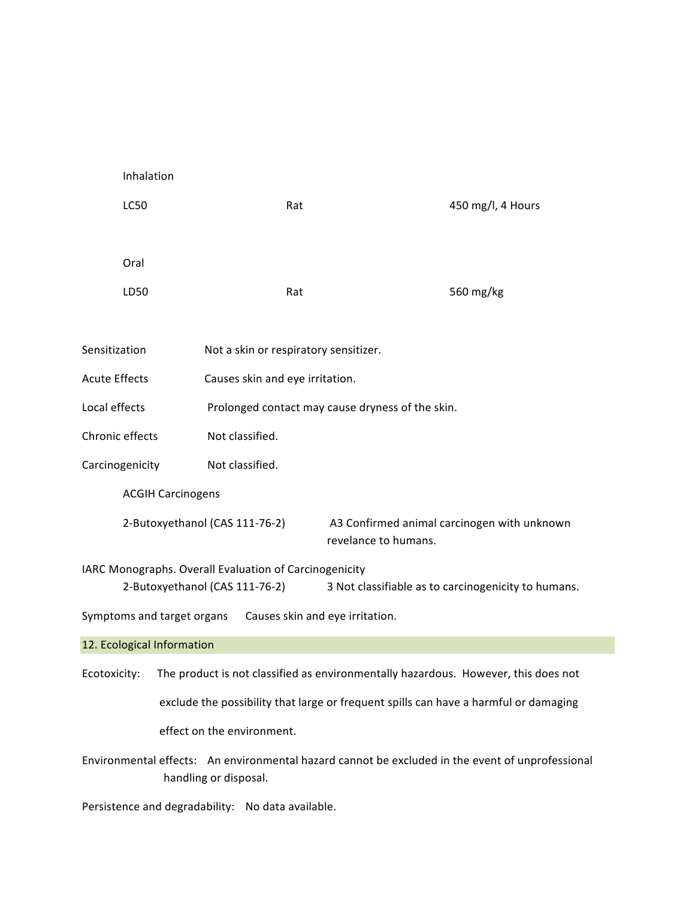Inhalation

| | | |
|---|---|---|
| LC50 | Rat | 450 mg/l, 4 Hours |

Oral

| | | |
|---|---|---|
| LD50 | Rat | 560 mg/kg |

Sensitization Not a skin or respiratory sensitizer.

Acute Effects Causes skin and eye irritation.

Local effects Prolonged contact may cause dryness of the skin.

Chronic effects Not classified.

Carcinogenicity Not classified.

ACGIH Carcinogens

2-Butoxyethanol (CAS 111-76-2) A3 Confirmed animal carcinogen with unknown revelance to humans.

IARC Monographs. Overall Evaluation of Carcinogenicity

2-Butoxyethanol (CAS 111-76-2) 3 Not classifiable as to carcinogenicity to humans.

Symptoms and target organs Causes skin and eye irritation.

## 12. Ecological Information

Ecotoxicity: The product is not classified as environmentally hazardous. However, this does not exclude the possibility that large or frequent spills can have a harmful or damaging effect on the environment.

Environmental effects: An environmental hazard cannot be excluded in the event of unprofessional handling or disposal.

Persistence and degradability: No data available.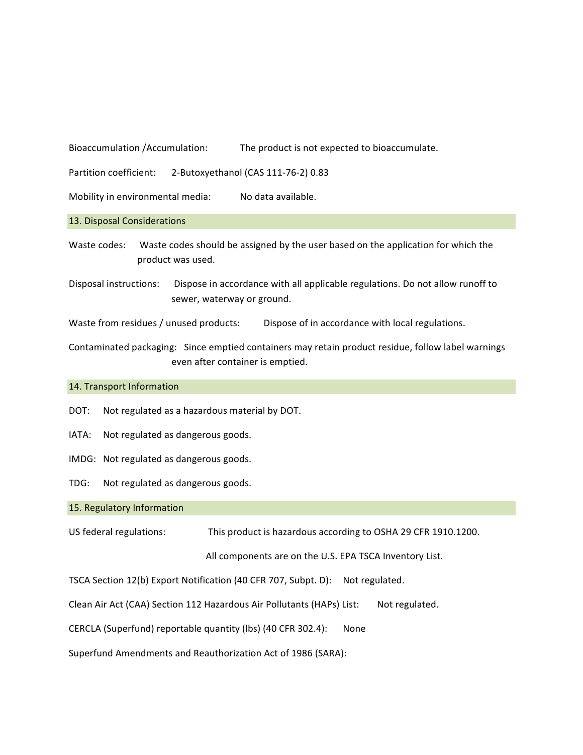Bioaccumulation /Accumulation: The product is not expected to bioaccumulate.

Partition coefficient: 2-Butoxyethanol (CAS 111-76-2) 0.83

Mobility in environmental media: No data available.

## 13. Disposal Considerations

Waste codes: Waste codes should be assigned by the user based on the application for which the product was used.

Disposal instructions: Dispose in accordance with all applicable regulations. Do not allow runoff to sewer, waterway or ground.

Waste from residues / unused products: Dispose of in accordance with local regulations.

Contaminated packaging: Since emptied containers may retain product residue, follow label warnings even after container is emptied.

## 14. Transport Information

DOT: Not regulated as a hazardous material by DOT.

IATA: Not regulated as dangerous goods.

IMDG: Not regulated as dangerous goods.

TDG: Not regulated as dangerous goods.

## 15. Regulatory Information

US federal regulations: This product is hazardous according to OSHA 29 CFR 1910.1200.

All components are on the U.S. EPA TSCA Inventory List.

TSCA Section 12(b) Export Notification (40 CFR 707, Subpt. D): Not regulated.

Clean Air Act (CAA) Section 112 Hazardous Air Pollutants (HAPs) List: Not regulated.

CERCLA (Superfund) reportable quantity (lbs) (40 CFR 302.4): None

Superfund Amendments and Reauthorization Act of 1986 (SARA):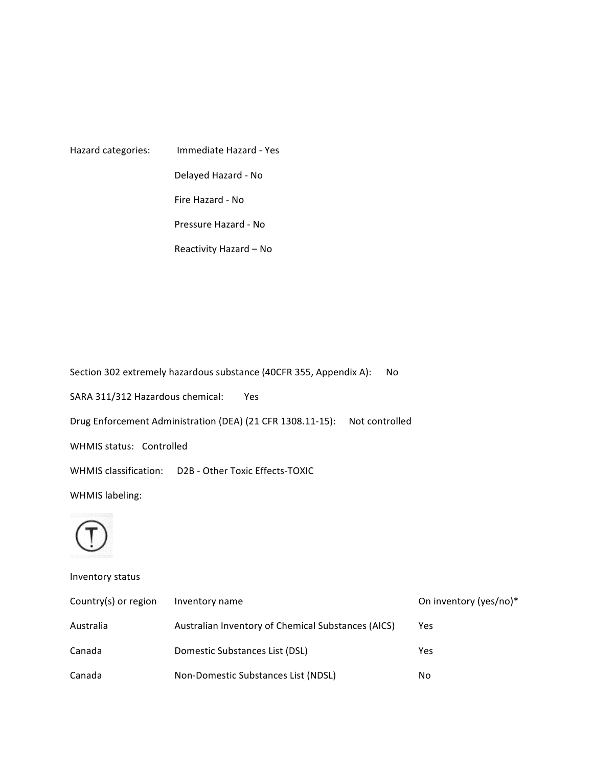Hazard categories: Immediate Hazard - Yes

Delayed Hazard - No

Fire Hazard - No

Pressure Hazard - No

Reactivity Hazard – No

Section 302 extremely hazardous substance (40CFR 355, Appendix A): No

SARA 311/312 Hazardous chemical: Yes

Drug Enforcement Administration (DEA) (21 CFR 1308.11-15): Not controlled

WHMIS status: Controlled

WHMIS classification: D2B - Other Toxic Effects-TOXIC

WHMIS labeling:

Inventory status

| Country(s) or region | Inventory name | On inventory (yes/no)* |
| --- | --- | --- |
| Australia | Australian Inventory of Chemical Substances (AICS) | Yes |
| Canada | Domestic Substances List (DSL) | Yes |
| Canada | Non-Domestic Substances List (NDSL) | No |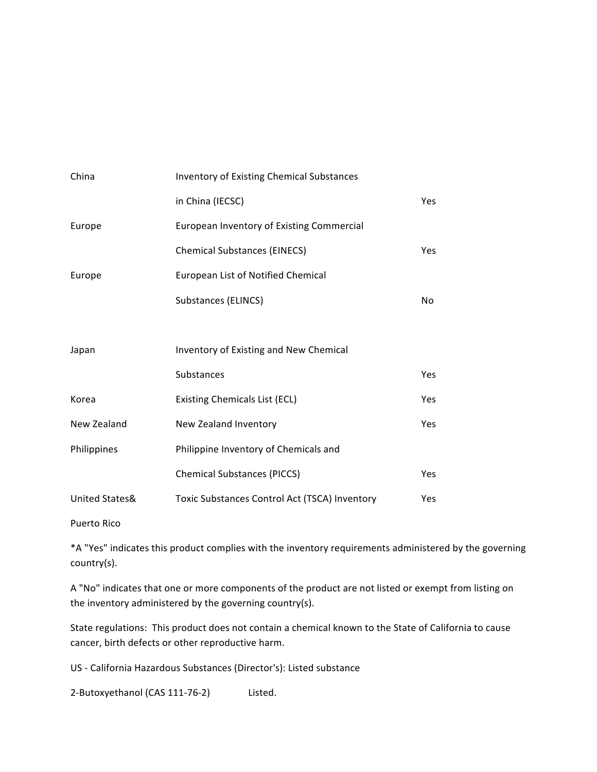| | | |
|---|---|---|
| China | Inventory of Existing Chemical Substances in China (IECSC) | Yes |
| Europe | European Inventory of Existing Commercial Chemical Substances (EINECS) | Yes |
| Europe | European List of Notified Chemical Substances (ELINCS) | No |
| Japan | Inventory of Existing and New Chemical Substances | Yes |
| Korea | Existing Chemicals List (ECL) | Yes |
| New Zealand | New Zealand Inventory | Yes |
| Philippines | Philippine Inventory of Chemicals and Chemical Substances (PICCS) | Yes |
| United States& Puerto Rico | Toxic Substances Control Act (TSCA) Inventory | Yes |

*A "Yes" indicates this product complies with the inventory requirements administered by the governing country(s).

A "No" indicates that one or more components of the product are not listed or exempt from listing on the inventory administered by the governing country(s).

State regulations: This product does not contain a chemical known to the State of California to cause cancer, birth defects or other reproductive harm.

US - California Hazardous Substances (Director's): Listed substance

2-Butoxyethanol (CAS 111-76-2) Listed.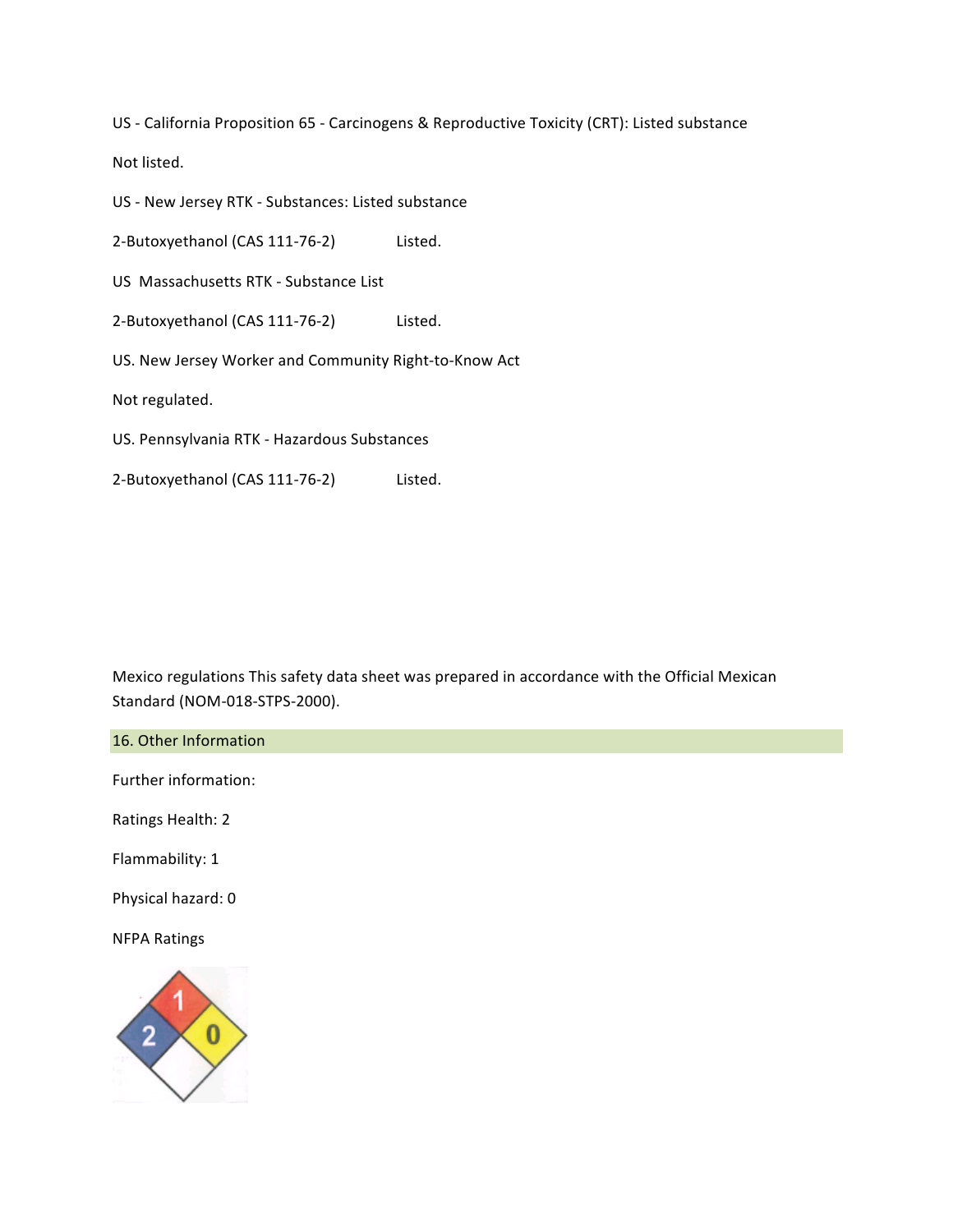US - California Proposition 65 - Carcinogens & Reproductive Toxicity (CRT): Listed substance

Not listed.

US - New Jersey RTK - Substances: Listed substance

2-Butoxyethanol (CAS 111-76-2) Listed.

US Massachusetts RTK - Substance List

2-Butoxyethanol (CAS 111-76-2) Listed.

US. New Jersey Worker and Community Right-to-Know Act

Not regulated.

US. Pennsylvania RTK - Hazardous Substances

2-Butoxyethanol (CAS 111-76-2) Listed.

Mexico regulations This safety data sheet was prepared in accordance with the Official Mexican Standard (NOM-018-STPS-2000).

## 16. Other Information

Further information:

Ratings Health: 2

Flammability: 1

Physical hazard: 0

NFPA Ratings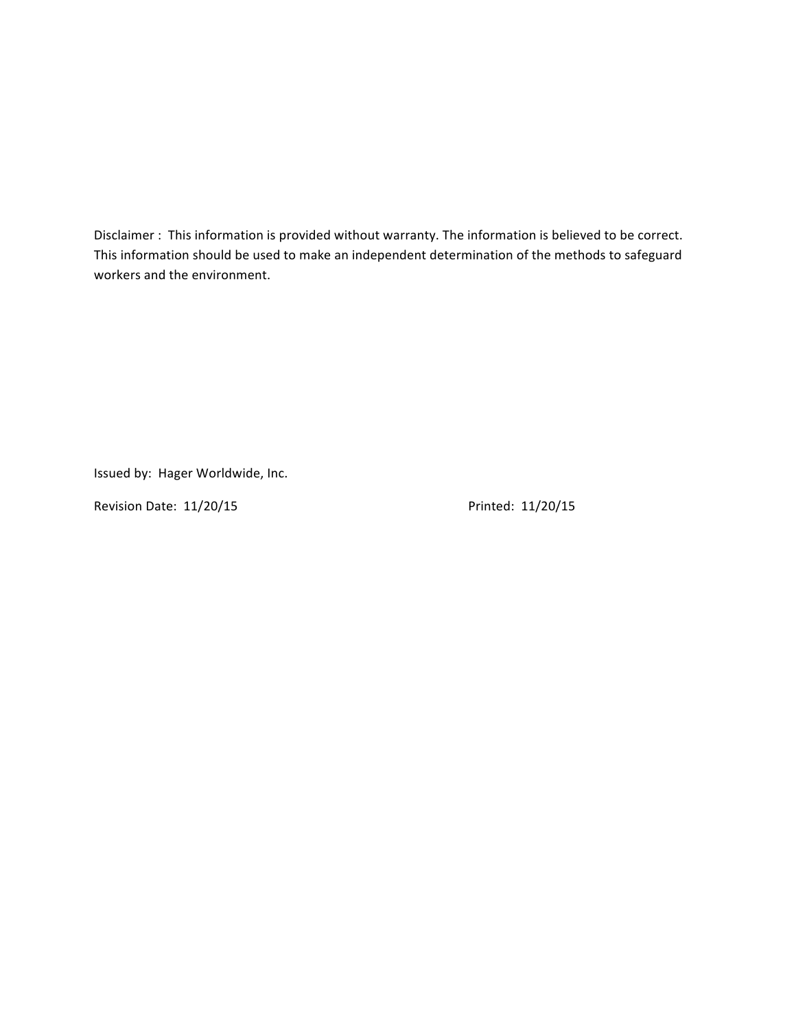Disclaimer : This information is provided without warranty. The information is believed to be correct. This information should be used to make an independent determination of the methods to safeguard workers and the environment.

Issued by: Hager Worldwide, Inc.

Revision Date: 11/20/15 Printed: 11/20/15